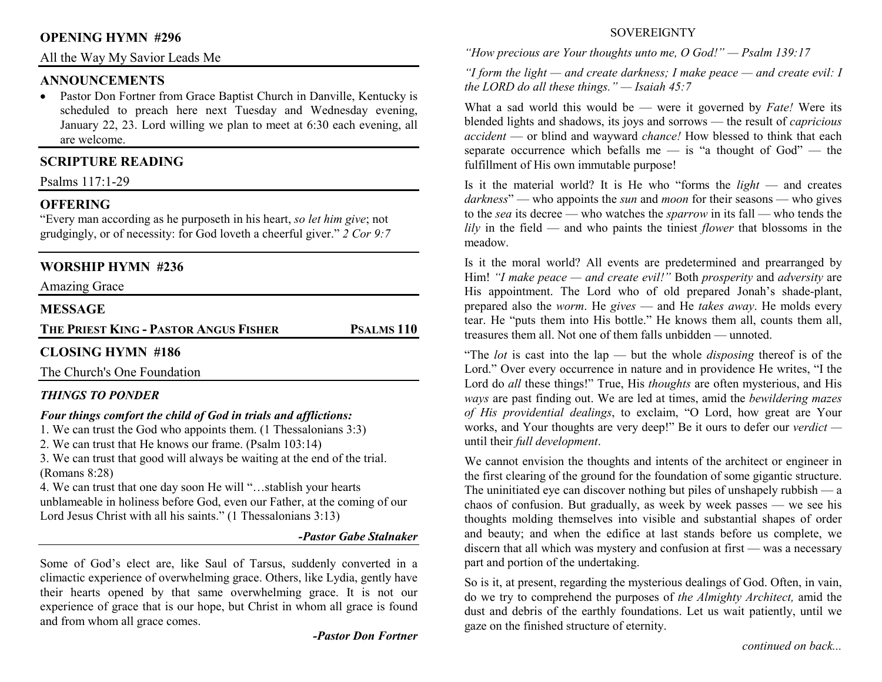## OPENING HYMN #296

All the Way My Savior Leads Me

## ANNOUNCEMENTS

- Pastor Don Fortner from Grace Baptist Church in Danville, Kentucky is scheduled to preach here next Tuesday and Wednesday evening, January 22, 23. Lord willing we plan to meet at 6:30 each evening, all are welcome.

## SCRIPTURE READING

Psalms 117:1-29

## OFFERING

"Every man according as he purposeth in his heart, *so let him give*; not grudgingly, or of necessity: for God loveth a cheerful giver." *2 Cor 9:7*

## WORSHIP HYMN #236

Amazing Grace

## MESSAGE

**THE PRIEST KING - PASTOR ANGUS FISHER** — **PSALMS 110**

## CLOSING HYMN #186

The Church's One Foundation

### *THINGS TO PONDER*

***Four things comfort the child of God in trials and afflictions:***

1. We can trust the God who appoints them. (1 Thessalonians 3:3)
2. We can trust that He knows our frame. (Psalm 103:14)
3. We can trust that good will always be waiting at the end of the trial. (Romans 8:28)
4. We can trust that one day soon He will "…stablish your hearts unblameable in holiness before God, even our Father, at the coming of our Lord Jesus Christ with all his saints." (1 Thessalonians 3:13)

***-Pastor Gabe Stalnaker***

Some of God's elect are, like Saul of Tarsus, suddenly converted in a climactic experience of overwhelming grace. Others, like Lydia, gently have their hearts opened by that same overwhelming grace. It is not our experience of grace that is our hope, but Christ in whom all grace is found and from whom all grace comes.

***-Pastor Don Fortner***

## SOVEREIGNTY

*"How precious are Your thoughts unto me, O God!" — Psalm 139:17*

*"I form the light — and create darkness; I make peace — and create evil: I the LORD do all these things." — Isaiah 45:7*

What a sad world this would be — were it governed by *Fate!* Were its blended lights and shadows, its joys and sorrows — the result of *capricious accident* — or blind and wayward *chance!* How blessed to think that each separate occurrence which befalls me — is "a thought of God" — the fulfillment of His own immutable purpose!

Is it the material world? It is He who "forms the *light* — and creates *darkness*" — who appoints the *sun* and *moon* for their seasons — who gives to the *sea* its decree — who watches the *sparrow* in its fall — who tends the *lily* in the field — and who paints the tiniest *flower* that blossoms in the meadow.

Is it the moral world? All events are predetermined and prearranged by Him! *"I make peace — and create evil!"* Both *prosperity* and *adversity* are His appointment. The Lord who of old prepared Jonah's shade-plant, prepared also the *worm*. He *gives* — and He *takes away*. He molds every tear. He "puts them into His bottle." He knows them all, counts them all, treasures them all. Not one of them falls unbidden — unnoted.

"The *lot* is cast into the lap — but the whole *disposing* thereof is of the Lord." Over every occurrence in nature and in providence He writes, "I the Lord do *all* these things!" True, His *thoughts* are often mysterious, and His *ways* are past finding out. We are led at times, amid the *bewildering mazes of His providential dealings*, to exclaim, "O Lord, how great are Your works, and Your thoughts are very deep!" Be it ours to defer our *verdict* — until their *full development*.

We cannot envision the thoughts and intents of the architect or engineer in the first clearing of the ground for the foundation of some gigantic structure. The uninitiated eye can discover nothing but piles of unshapely rubbish — a chaos of confusion. But gradually, as week by week passes — we see his thoughts molding themselves into visible and substantial shapes of order and beauty; and when the edifice at last stands before us complete, we discern that all which was mystery and confusion at first — was a necessary part and portion of the undertaking.

So is it, at present, regarding the mysterious dealings of God. Often, in vain, do we try to comprehend the purposes of *the Almighty Architect,* amid the dust and debris of the earthly foundations. Let us wait patiently, until we gaze on the finished structure of eternity.

*continued on back...*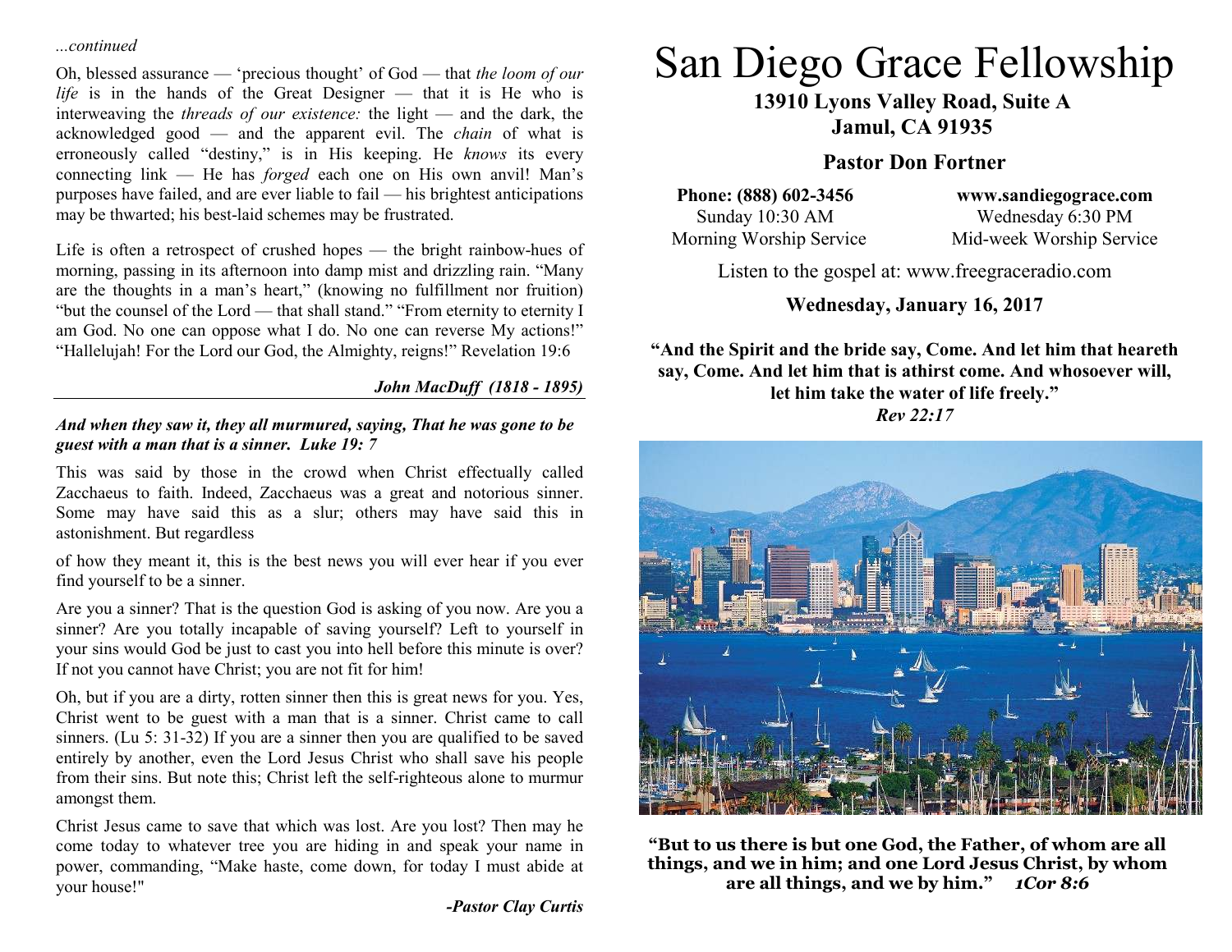*...continued*

Oh, blessed assurance — 'precious thought' of God — that *the loom of our life* is in the hands of the Great Designer — that it is He who is interweaving the *threads of our existence:* the light — and the dark, the acknowledged good — and the apparent evil. The *chain* of what is erroneously called "destiny," is in His keeping. He *knows* its every connecting link — He has *forged* each one on His own anvil! Man's purposes have failed, and are ever liable to fail — his brightest anticipations may be thwarted; his best-laid schemes may be frustrated.

Life is often a retrospect of crushed hopes — the bright rainbow-hues of morning, passing in its afternoon into damp mist and drizzling rain. "Many are the thoughts in a man's heart," (knowing no fulfillment nor fruition) "but the counsel of the Lord — that shall stand." "From eternity to eternity I am God. No one can oppose what I do. No one can reverse My actions!" "Hallelujah! For the Lord our God, the Almighty, reigns!" Revelation 19:6

***John MacDuff (1818 - 1895)***

---

***And when they saw it, they all murmured, saying, That he was gone to be guest with a man that is a sinner. Luke 19: 7***

This was said by those in the crowd when Christ effectually called Zacchaeus to faith. Indeed, Zacchaeus was a great and notorious sinner. Some may have said this as a slur; others may have said this in astonishment. But regardless

of how they meant it, this is the best news you will ever hear if you ever find yourself to be a sinner.

Are you a sinner? That is the question God is asking of you now. Are you a sinner? Are you totally incapable of saving yourself? Left to yourself in your sins would God be just to cast you into hell before this minute is over? If not you cannot have Christ; you are not fit for him!

Oh, but if you are a dirty, rotten sinner then this is great news for you. Yes, Christ went to be guest with a man that is a sinner. Christ came to call sinners. (Lu 5: 31-32) If you are a sinner then you are qualified to be saved entirely by another, even the Lord Jesus Christ who shall save his people from their sins. But note this; Christ left the self-righteous alone to murmur amongst them.

Christ Jesus came to save that which was lost. Are you lost? Then may he come today to whatever tree you are hiding in and speak your name in power, commanding, "Make haste, come down, for today I must abide at your house!"

***-Pastor Clay Curtis***

# San Diego Grace Fellowship

**13910 Lyons Valley Road, Suite A**
**Jamul, CA 91935**

## Pastor Don Fortner

**Phone: (888) 602-3456**
Sunday 10:30 AM
Morning Worship Service

**www.sandiegograce.com**
Wednesday 6:30 PM
Mid-week Worship Service

Listen to the gospel at: www.freegraceradio.com

**Wednesday, January 16, 2017**

**"And the Spirit and the bride say, Come. And let him that heareth say, Come. And let him that is athirst come. And whosoever will, let him take the water of life freely."**
***Rev 22:17***

**"But to us there is but one God, the Father, of whom are all things, and we in him; and one Lord Jesus Christ, by whom are all things, and we by him."** ***1Cor 8:6***